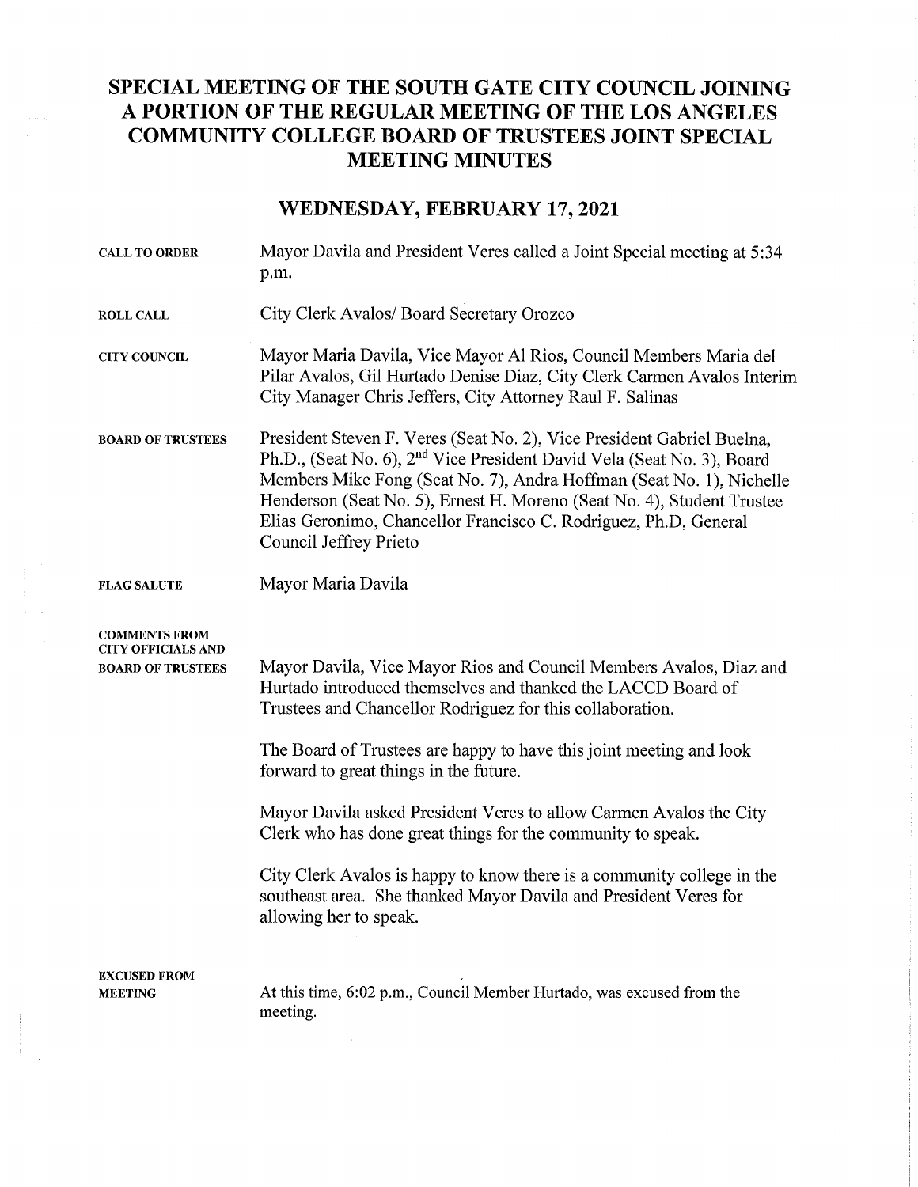# SPECIAL MEETING OF THE SOUTH GATE CITY COUNCIL JOINING A PORTION OF THE REGULAR MEETING OF THE LOS ANGELES COMMUNITY COLLEGE BOARD OF TRUSTEES JOINT SPECIAL MEETING MINUTES

## WEDNESDAY, FEBRUARY 17, 2021

**CALL TO ORDER**

Mayor Davila and President Veres called a Joint Special meeting at 5:34 p.m.

**ROLL CALL**

City Clerk Avalos/ Board Secretary Orozco

**CITY COUNCIL**

Mayor Maria Davila, Vice Mayor Al Rios, Council Members Maria del Pilar Avalos, Gil Hurtado Denise Diaz, City Clerk Carmen Avalos Interim City Manager Chris Jeffers, City Attorney Raul F. Salinas

**BOARD OF TRUSTEES**

President Steven F. Veres (Seat No. 2), Vice President Gabriel Buelna, Ph.D., (Seat No. 6), 2nd Vice President David Vela (Seat No. 3), Board Members Mike Fong (Seat No. 7), Andra Hoffman (Seat No. 1), Nichelle Henderson (Seat No. 5), Ernest H. Moreno (Seat No. 4), Student Trustee Elias Geronimo, Chancellor Francisco C. Rodriguez, Ph.D, General Council Jeffrey Prieto

**FLAG SALUTE**

Mayor Maria Davila

**COMMENTS FROM CITY OFFICIALS AND BOARD OF TRUSTEES**

Mayor Davila, Vice Mayor Rios and Council Members Avalos, Diaz and Hurtado introduced themselves and thanked the LACCD Board of Trustees and Chancellor Rodriguez for this collaboration.

The Board of Trustees are happy to have this joint meeting and look forward to great things in the future.

Mayor Davila asked President Veres to allow Carmen Avalos the City Clerk who has done great things for the community to speak.

City Clerk Avalos is happy to know there is a community college in the southeast area. She thanked Mayor Davila and President Veres for allowing her to speak.

**EXCUSED FROM MEETING**

At this time, 6:02 p.m., Council Member Hurtado, was excused from the meeting.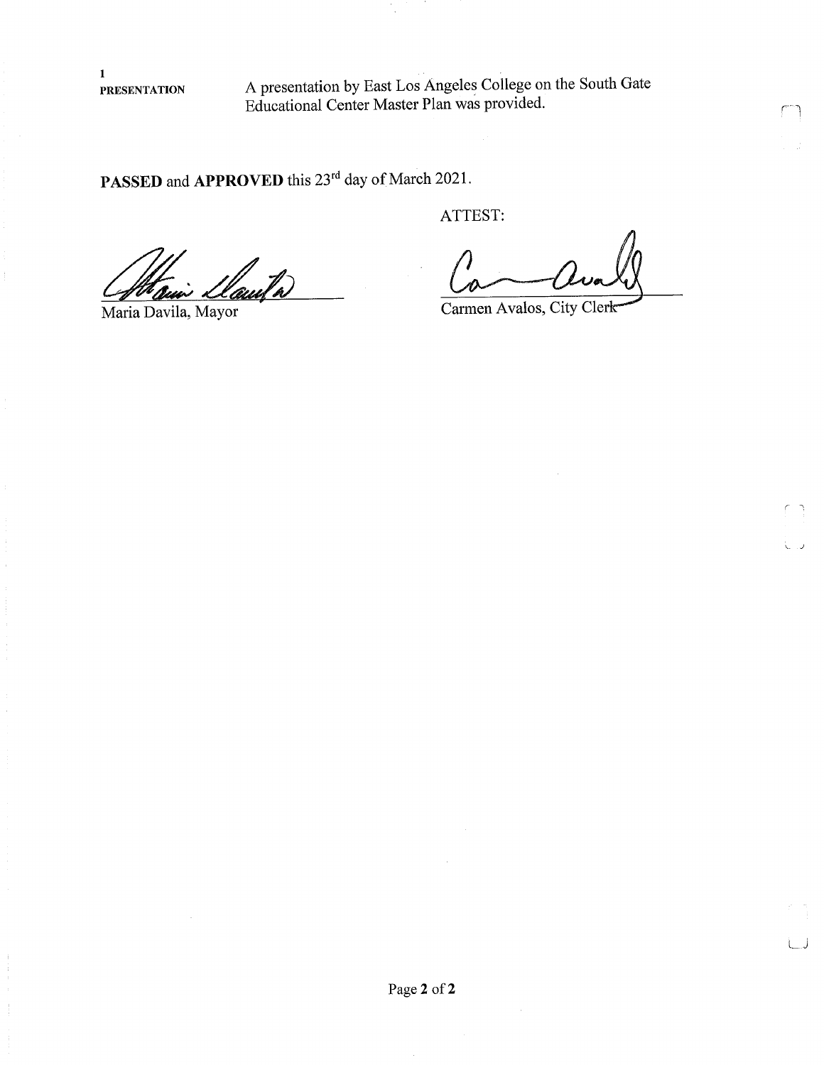**1**
**PRESENTATION**

A presentation by East Los Angeles College on the South Gate Educational Center Master Plan was provided.

**PASSED** and **APPROVED** this 23rd day of March 2021.

ATTEST:

Maria Davila, Mayor

Carmen Avalos, City Clerk